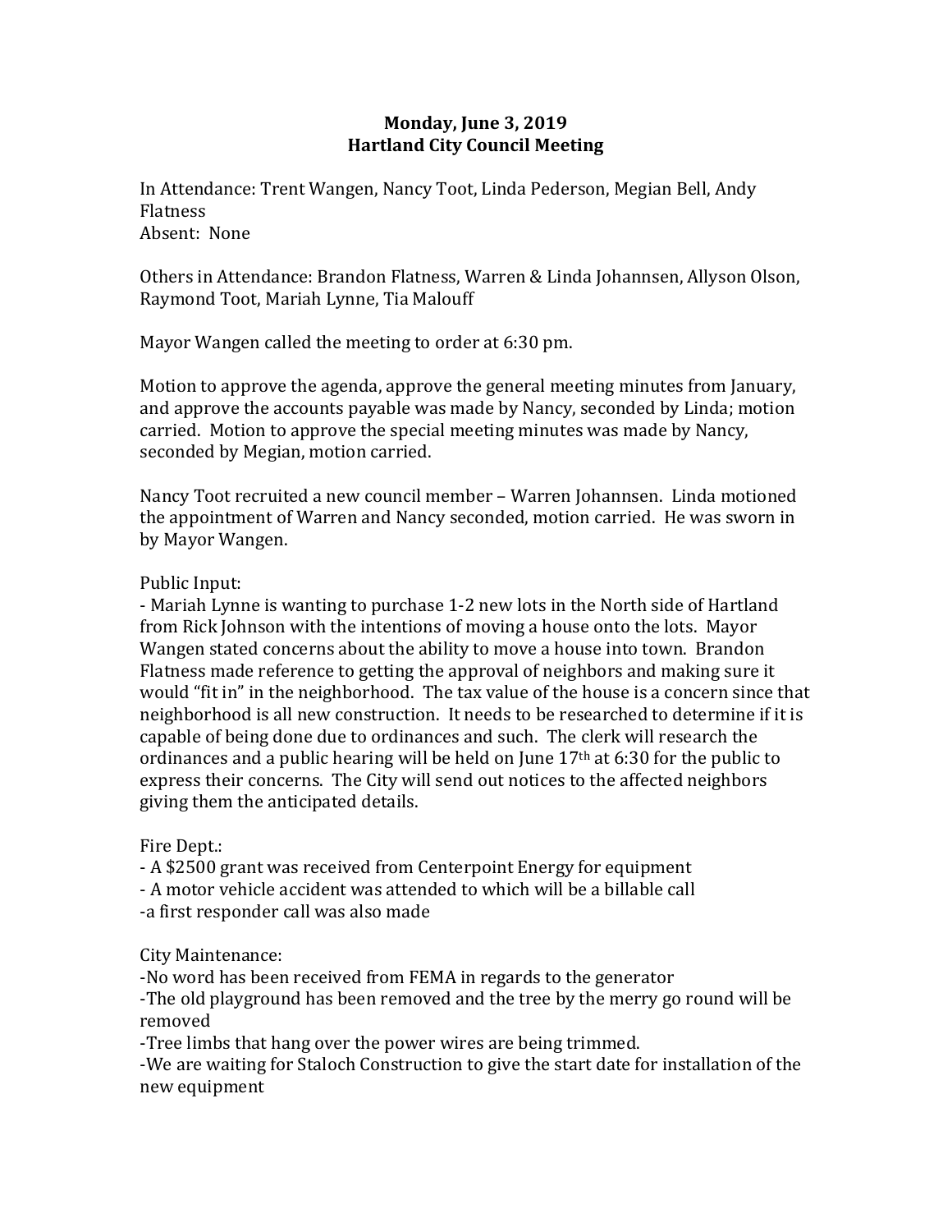**Monday, June 3, 2019**
**Hartland City Council Meeting**

In Attendance: Trent Wangen, Nancy Toot, Linda Pederson, Megian Bell, Andy Flatness
Absent: None

Others in Attendance: Brandon Flatness, Warren & Linda Johannsen, Allyson Olson, Raymond Toot, Mariah Lynne, Tia Malouff

Mayor Wangen called the meeting to order at 6:30 pm.

Motion to approve the agenda, approve the general meeting minutes from January, and approve the accounts payable was made by Nancy, seconded by Linda; motion carried. Motion to approve the special meeting minutes was made by Nancy, seconded by Megian, motion carried.

Nancy Toot recruited a new council member – Warren Johannsen. Linda motioned the appointment of Warren and Nancy seconded, motion carried. He was sworn in by Mayor Wangen.

Public Input:
- Mariah Lynne is wanting to purchase 1-2 new lots in the North side of Hartland from Rick Johnson with the intentions of moving a house onto the lots. Mayor Wangen stated concerns about the ability to move a house into town. Brandon Flatness made reference to getting the approval of neighbors and making sure it would "fit in" in the neighborhood. The tax value of the house is a concern since that neighborhood is all new construction. It needs to be researched to determine if it is capable of being done due to ordinances and such. The clerk will research the ordinances and a public hearing will be held on June 17th at 6:30 for the public to express their concerns. The City will send out notices to the affected neighbors giving them the anticipated details.

Fire Dept.:
- A $2500 grant was received from Centerpoint Energy for equipment
- A motor vehicle accident was attended to which will be a billable call
- a first responder call was also made

City Maintenance:
- No word has been received from FEMA in regards to the generator
- The old playground has been removed and the tree by the merry go round will be removed
- Tree limbs that hang over the power wires are being trimmed.
- We are waiting for Staloch Construction to give the start date for installation of the new equipment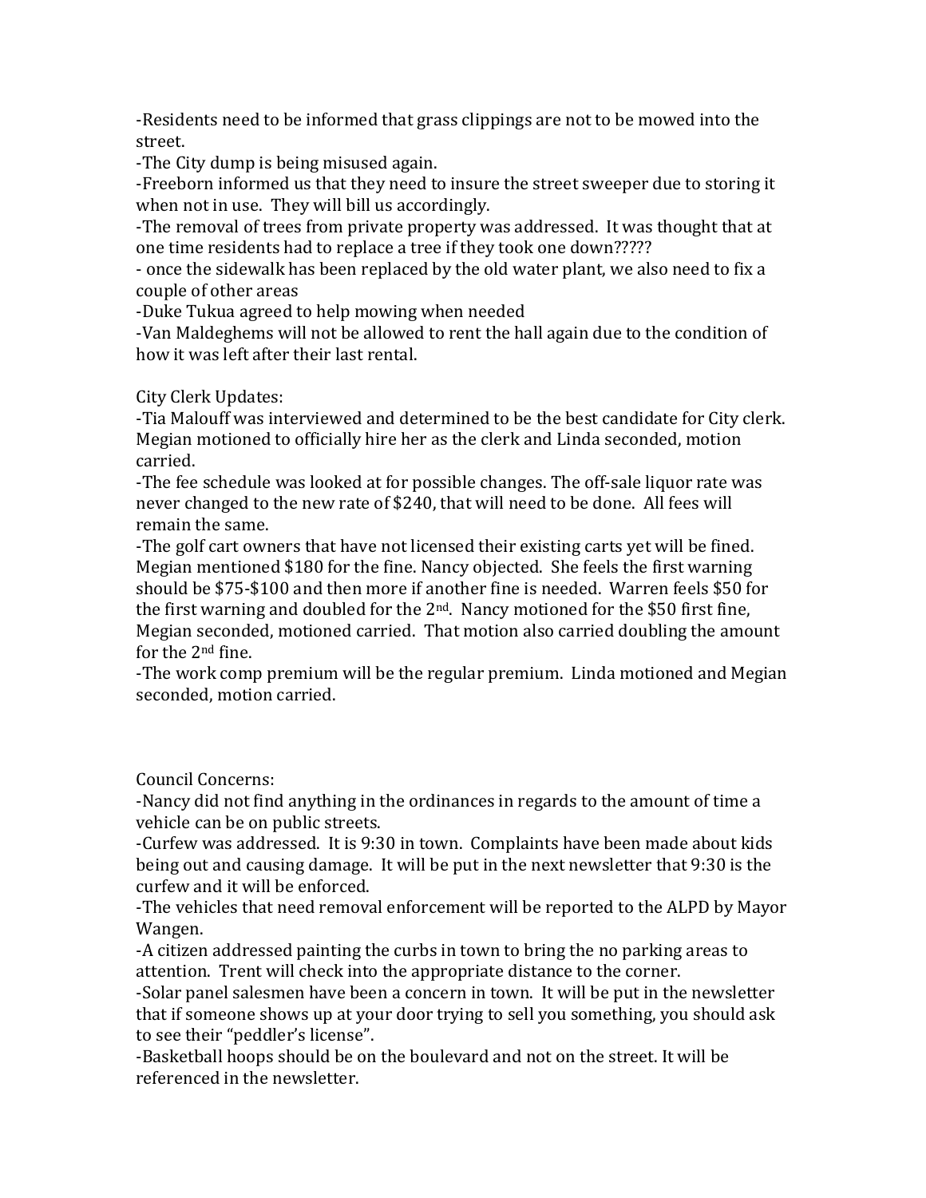-Residents need to be informed that grass clippings are not to be mowed into the street.
-The City dump is being misused again.
-Freeborn informed us that they need to insure the street sweeper due to storing it when not in use. They will bill us accordingly.
-The removal of trees from private property was addressed. It was thought that at one time residents had to replace a tree if they took one down?????
- once the sidewalk has been replaced by the old water plant, we also need to fix a couple of other areas
-Duke Tukua agreed to help mowing when needed
-Van Maldeghems will not be allowed to rent the hall again due to the condition of how it was left after their last rental.

City Clerk Updates:
-Tia Malouff was interviewed and determined to be the best candidate for City clerk. Megian motioned to officially hire her as the clerk and Linda seconded, motion carried.
-The fee schedule was looked at for possible changes. The off-sale liquor rate was never changed to the new rate of $240, that will need to be done. All fees will remain the same.
-The golf cart owners that have not licensed their existing carts yet will be fined. Megian mentioned $180 for the fine. Nancy objected. She feels the first warning should be $75-$100 and then more if another fine is needed. Warren feels $50 for the first warning and doubled for the 2nd. Nancy motioned for the $50 first fine, Megian seconded, motioned carried. That motion also carried doubling the amount for the 2nd fine.
-The work comp premium will be the regular premium. Linda motioned and Megian seconded, motion carried.

Council Concerns:
-Nancy did not find anything in the ordinances in regards to the amount of time a vehicle can be on public streets.
-Curfew was addressed. It is 9:30 in town. Complaints have been made about kids being out and causing damage. It will be put in the next newsletter that 9:30 is the curfew and it will be enforced.
-The vehicles that need removal enforcement will be reported to the ALPD by Mayor Wangen.
-A citizen addressed painting the curbs in town to bring the no parking areas to attention. Trent will check into the appropriate distance to the corner.
-Solar panel salesmen have been a concern in town. It will be put in the newsletter that if someone shows up at your door trying to sell you something, you should ask to see their "peddler's license".
-Basketball hoops should be on the boulevard and not on the street. It will be referenced in the newsletter.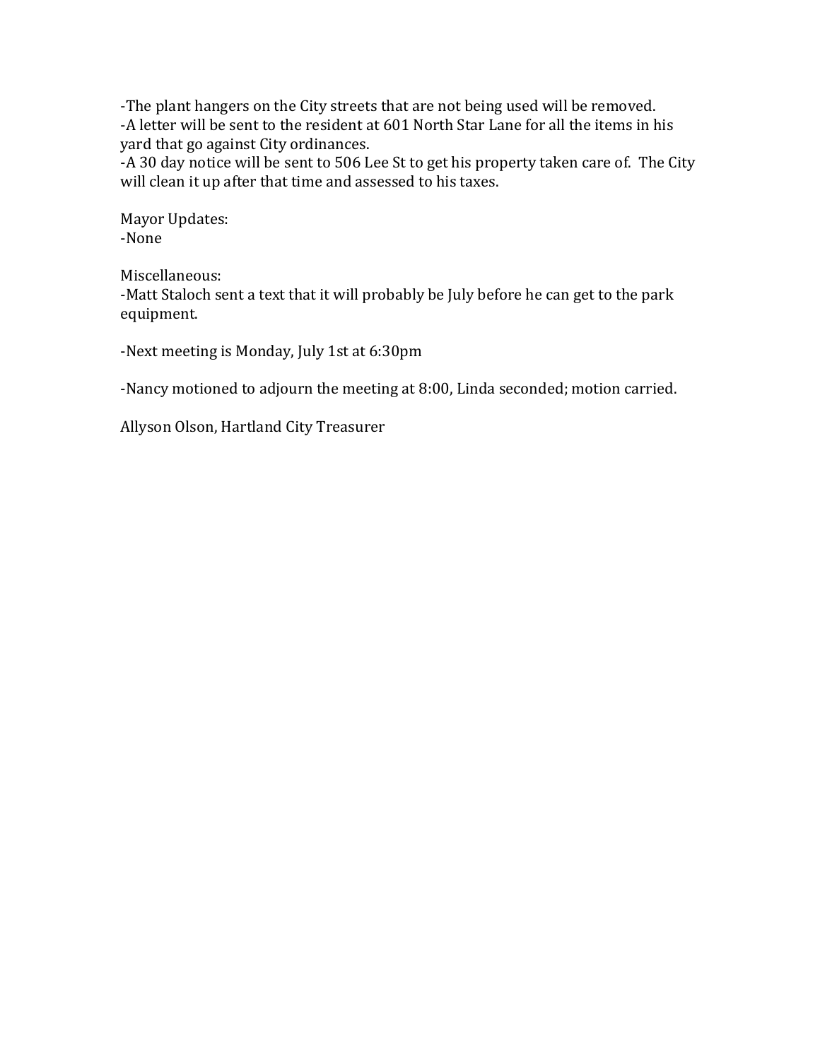-The plant hangers on the City streets that are not being used will be removed.
-A letter will be sent to the resident at 601 North Star Lane for all the items in his yard that go against City ordinances.
-A 30 day notice will be sent to 506 Lee St to get his property taken care of. The City will clean it up after that time and assessed to his taxes.

Mayor Updates:
-None

Miscellaneous:
-Matt Staloch sent a text that it will probably be July before he can get to the park equipment.

-Next meeting is Monday, July 1st at 6:30pm

-Nancy motioned to adjourn the meeting at 8:00, Linda seconded; motion carried.

Allyson Olson, Hartland City Treasurer